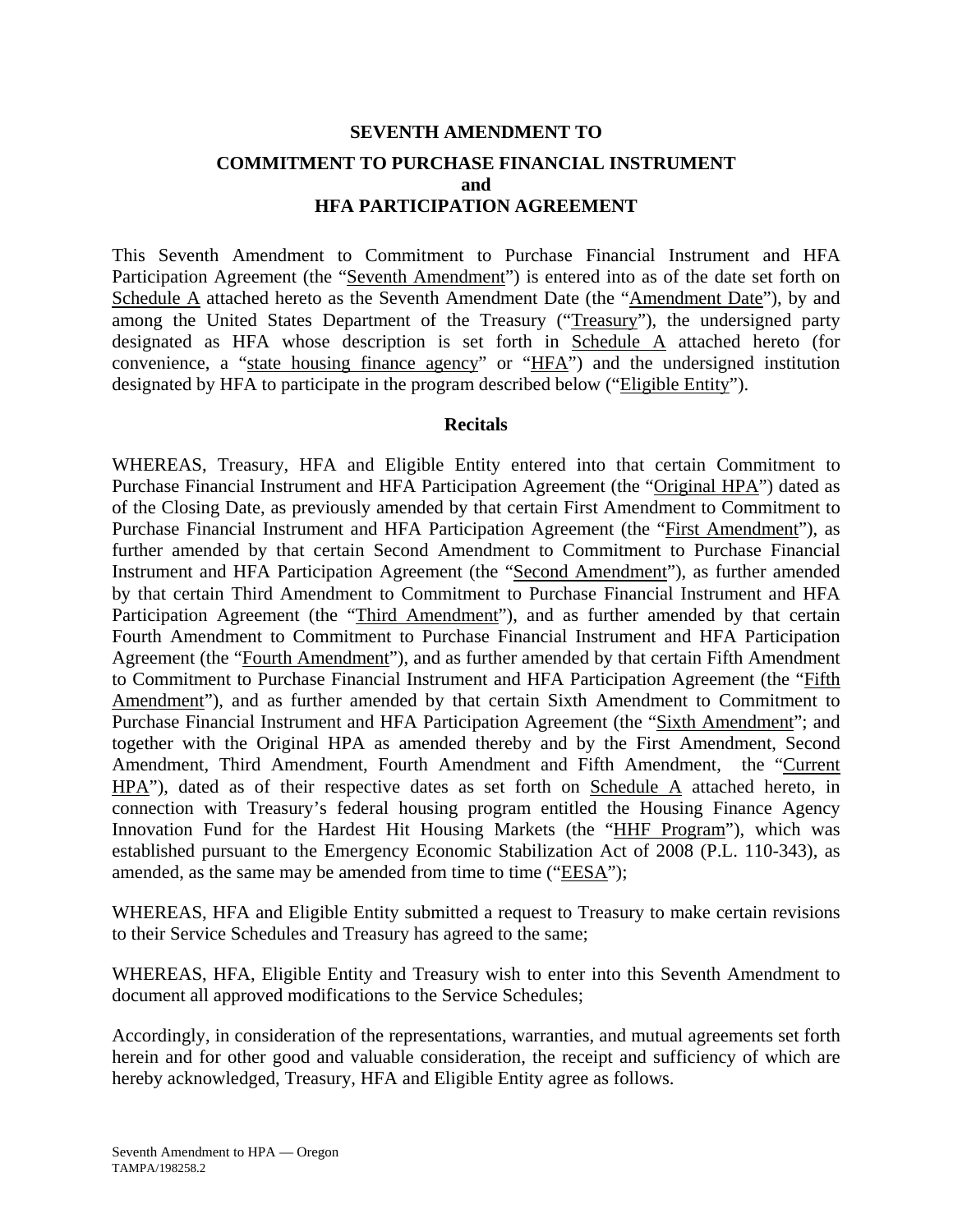# SEVENTH AMENDMENT TO

## COMMITMENT TO PURCHASE FINANCIAL INSTRUMENT and HFA PARTICIPATION AGREEMENT

This Seventh Amendment to Commitment to Purchase Financial Instrument and HFA Participation Agreement (the "Seventh Amendment") is entered into as of the date set forth on Schedule A attached hereto as the Seventh Amendment Date (the "Amendment Date"), by and among the United States Department of the Treasury ("Treasury"), the undersigned party designated as HFA whose description is set forth in Schedule A attached hereto (for convenience, a "state housing finance agency" or "HFA") and the undersigned institution designated by HFA to participate in the program described below ("Eligible Entity").

### Recitals

WHEREAS, Treasury, HFA and Eligible Entity entered into that certain Commitment to Purchase Financial Instrument and HFA Participation Agreement (the "Original HPA") dated as of the Closing Date, as previously amended by that certain First Amendment to Commitment to Purchase Financial Instrument and HFA Participation Agreement (the "First Amendment"), as further amended by that certain Second Amendment to Commitment to Purchase Financial Instrument and HFA Participation Agreement (the "Second Amendment"), as further amended by that certain Third Amendment to Commitment to Purchase Financial Instrument and HFA Participation Agreement (the "Third Amendment"), and as further amended by that certain Fourth Amendment to Commitment to Purchase Financial Instrument and HFA Participation Agreement (the "Fourth Amendment"), and as further amended by that certain Fifth Amendment to Commitment to Purchase Financial Instrument and HFA Participation Agreement (the "Fifth Amendment"), and as further amended by that certain Sixth Amendment to Commitment to Purchase Financial Instrument and HFA Participation Agreement (the "Sixth Amendment"; and together with the Original HPA as amended thereby and by the First Amendment, Second Amendment, Third Amendment, Fourth Amendment and Fifth Amendment, the "Current HPA"), dated as of their respective dates as set forth on Schedule A attached hereto, in connection with Treasury's federal housing program entitled the Housing Finance Agency Innovation Fund for the Hardest Hit Housing Markets (the "HHF Program"), which was established pursuant to the Emergency Economic Stabilization Act of 2008 (P.L. 110-343), as amended, as the same may be amended from time to time ("EESA");

WHEREAS, HFA and Eligible Entity submitted a request to Treasury to make certain revisions to their Service Schedules and Treasury has agreed to the same;

WHEREAS, HFA, Eligible Entity and Treasury wish to enter into this Seventh Amendment to document all approved modifications to the Service Schedules;

Accordingly, in consideration of the representations, warranties, and mutual agreements set forth herein and for other good and valuable consideration, the receipt and sufficiency of which are hereby acknowledged, Treasury, HFA and Eligible Entity agree as follows.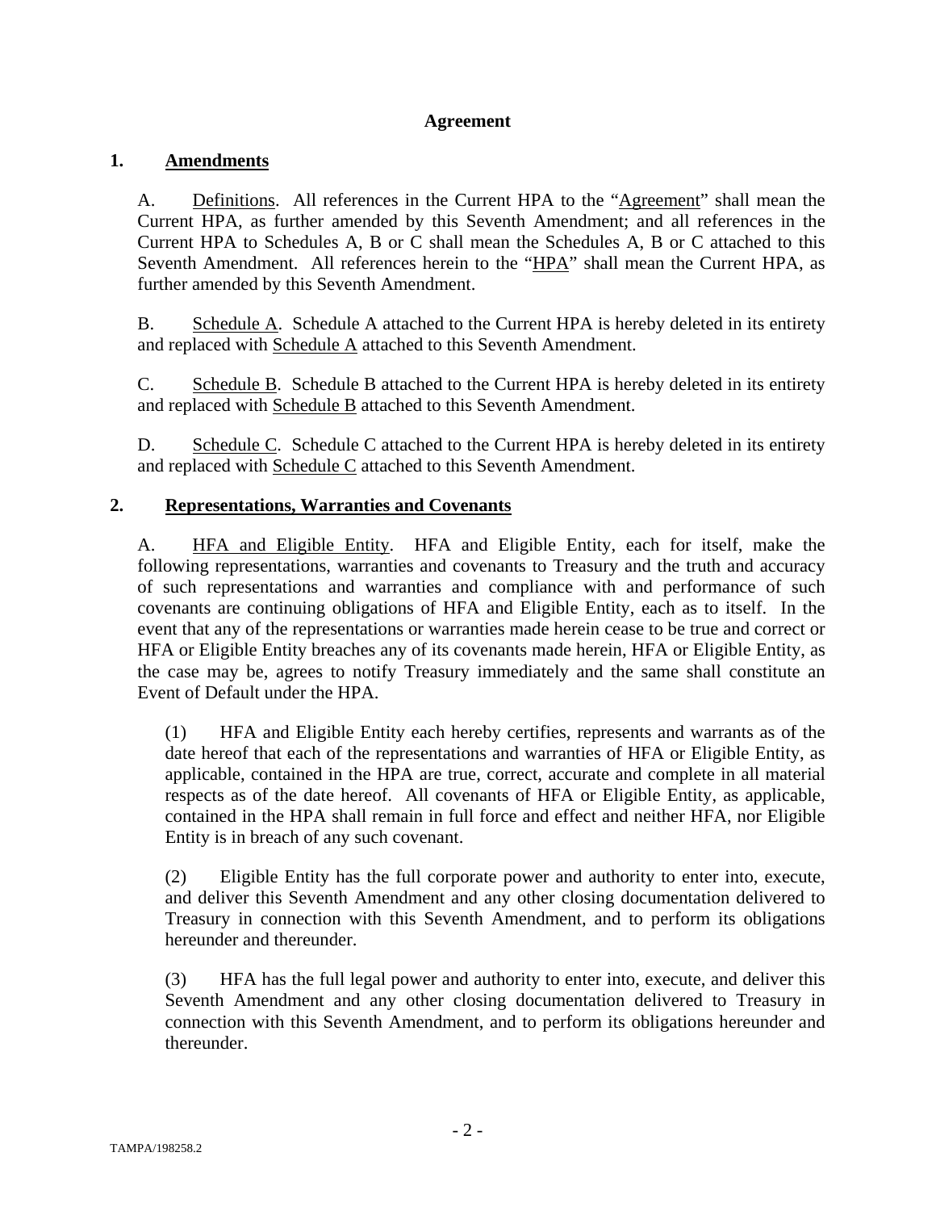# Agreement

## 1. Amendments

A. Definitions. All references in the Current HPA to the "Agreement" shall mean the Current HPA, as further amended by this Seventh Amendment; and all references in the Current HPA to Schedules A, B or C shall mean the Schedules A, B or C attached to this Seventh Amendment. All references herein to the "HPA" shall mean the Current HPA, as further amended by this Seventh Amendment.

B. Schedule A. Schedule A attached to the Current HPA is hereby deleted in its entirety and replaced with Schedule A attached to this Seventh Amendment.

C. Schedule B. Schedule B attached to the Current HPA is hereby deleted in its entirety and replaced with Schedule B attached to this Seventh Amendment.

D. Schedule C. Schedule C attached to the Current HPA is hereby deleted in its entirety and replaced with Schedule C attached to this Seventh Amendment.

## 2. Representations, Warranties and Covenants

A. HFA and Eligible Entity. HFA and Eligible Entity, each for itself, make the following representations, warranties and covenants to Treasury and the truth and accuracy of such representations and warranties and compliance with and performance of such covenants are continuing obligations of HFA and Eligible Entity, each as to itself. In the event that any of the representations or warranties made herein cease to be true and correct or HFA or Eligible Entity breaches any of its covenants made herein, HFA or Eligible Entity, as the case may be, agrees to notify Treasury immediately and the same shall constitute an Event of Default under the HPA.

(1) HFA and Eligible Entity each hereby certifies, represents and warrants as of the date hereof that each of the representations and warranties of HFA or Eligible Entity, as applicable, contained in the HPA are true, correct, accurate and complete in all material respects as of the date hereof. All covenants of HFA or Eligible Entity, as applicable, contained in the HPA shall remain in full force and effect and neither HFA, nor Eligible Entity is in breach of any such covenant.

(2) Eligible Entity has the full corporate power and authority to enter into, execute, and deliver this Seventh Amendment and any other closing documentation delivered to Treasury in connection with this Seventh Amendment, and to perform its obligations hereunder and thereunder.

(3) HFA has the full legal power and authority to enter into, execute, and deliver this Seventh Amendment and any other closing documentation delivered to Treasury in connection with this Seventh Amendment, and to perform its obligations hereunder and thereunder.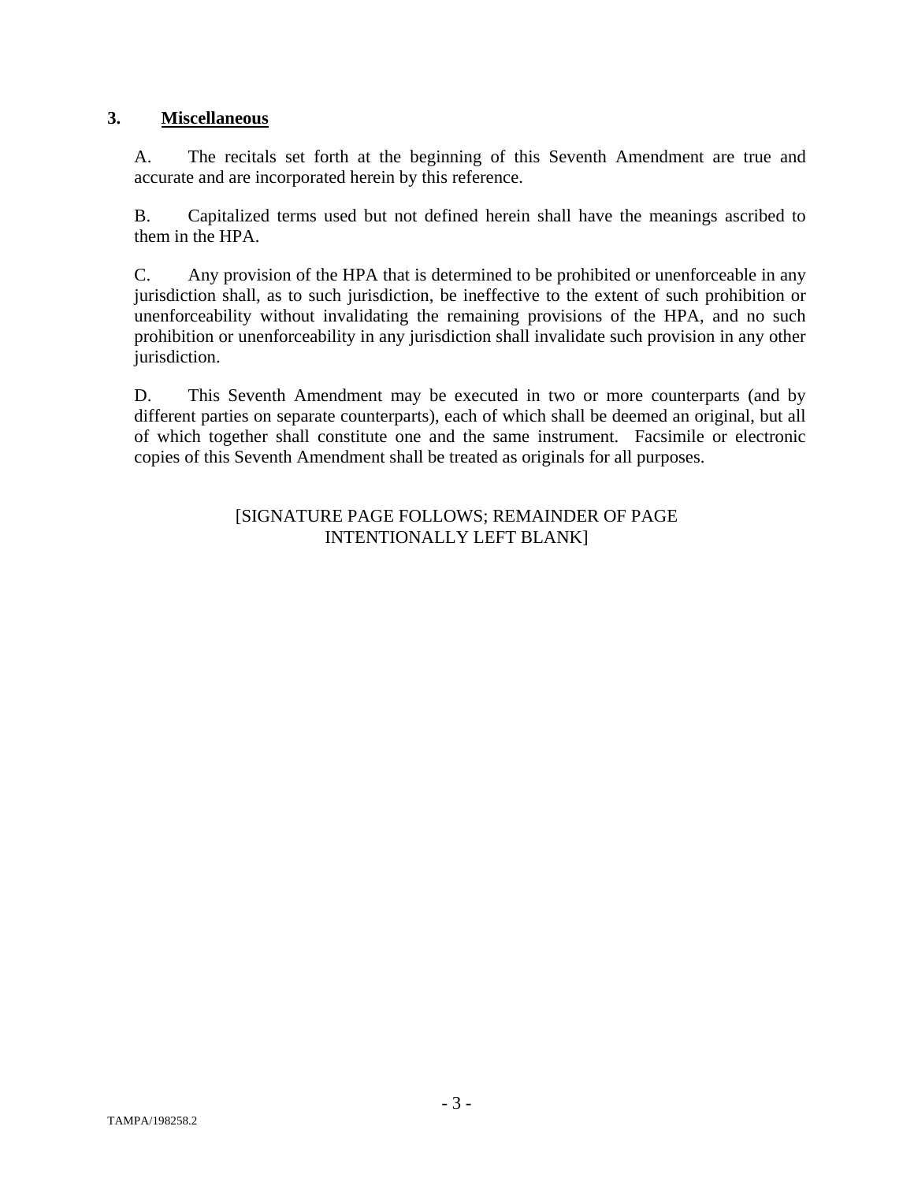## 3. **Miscellaneous**

A. The recitals set forth at the beginning of this Seventh Amendment are true and accurate and are incorporated herein by this reference.

B. Capitalized terms used but not defined herein shall have the meanings ascribed to them in the HPA.

C. Any provision of the HPA that is determined to be prohibited or unenforceable in any jurisdiction shall, as to such jurisdiction, be ineffective to the extent of such prohibition or unenforceability without invalidating the remaining provisions of the HPA, and no such prohibition or unenforceability in any jurisdiction shall invalidate such provision in any other jurisdiction.

D. This Seventh Amendment may be executed in two or more counterparts (and by different parties on separate counterparts), each of which shall be deemed an original, but all of which together shall constitute one and the same instrument. Facsimile or electronic copies of this Seventh Amendment shall be treated as originals for all purposes.

[SIGNATURE PAGE FOLLOWS; REMAINDER OF PAGE INTENTIONALLY LEFT BLANK]

TAMPA/198258.2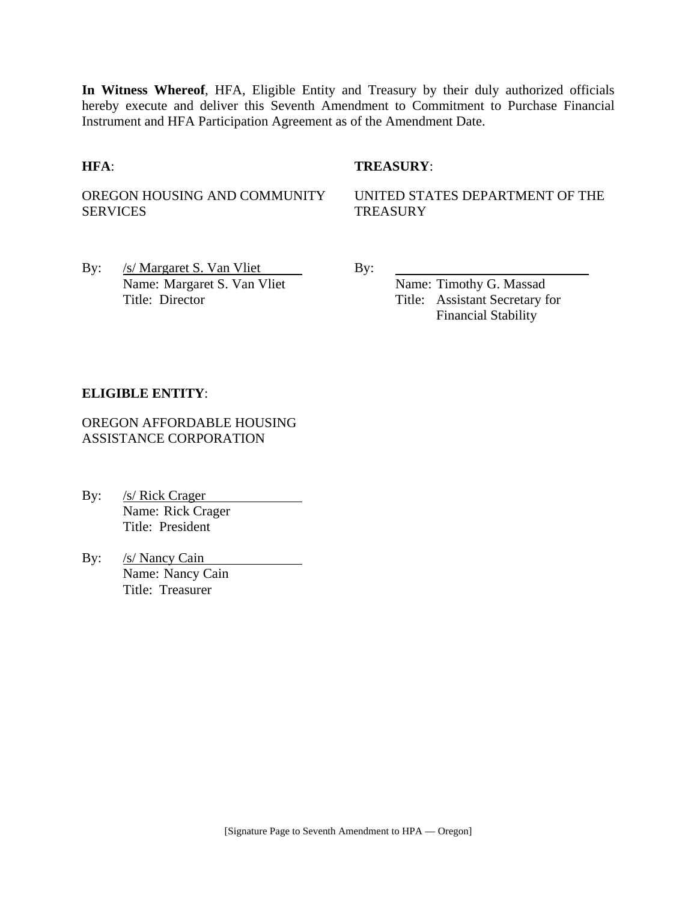**In Witness Whereof**, HFA, Eligible Entity and Treasury by their duly authorized officials hereby execute and deliver this Seventh Amendment to Commitment to Purchase Financial Instrument and HFA Participation Agreement as of the Amendment Date.

**HFA**:

OREGON HOUSING AND COMMUNITY SERVICES

By: /s/ Margaret S. Van Vliet
Name: Margaret S. Van Vliet
Title: Director

**TREASURY**:

UNITED STATES DEPARTMENT OF THE TREASURY

By: \_\_\_\_\_\_\_\_\_\_\_\_\_\_\_\_\_\_\_\_\_\_\_\_\_\_\_\_
Name: Timothy G. Massad
Title: Assistant Secretary for Financial Stability

**ELIGIBLE ENTITY**:

OREGON AFFORDABLE HOUSING ASSISTANCE CORPORATION

By: /s/ Rick Crager
Name: Rick Crager
Title: President

By: /s/ Nancy Cain
Name: Nancy Cain
Title: Treasurer

[Signature Page to Seventh Amendment to HPA — Oregon]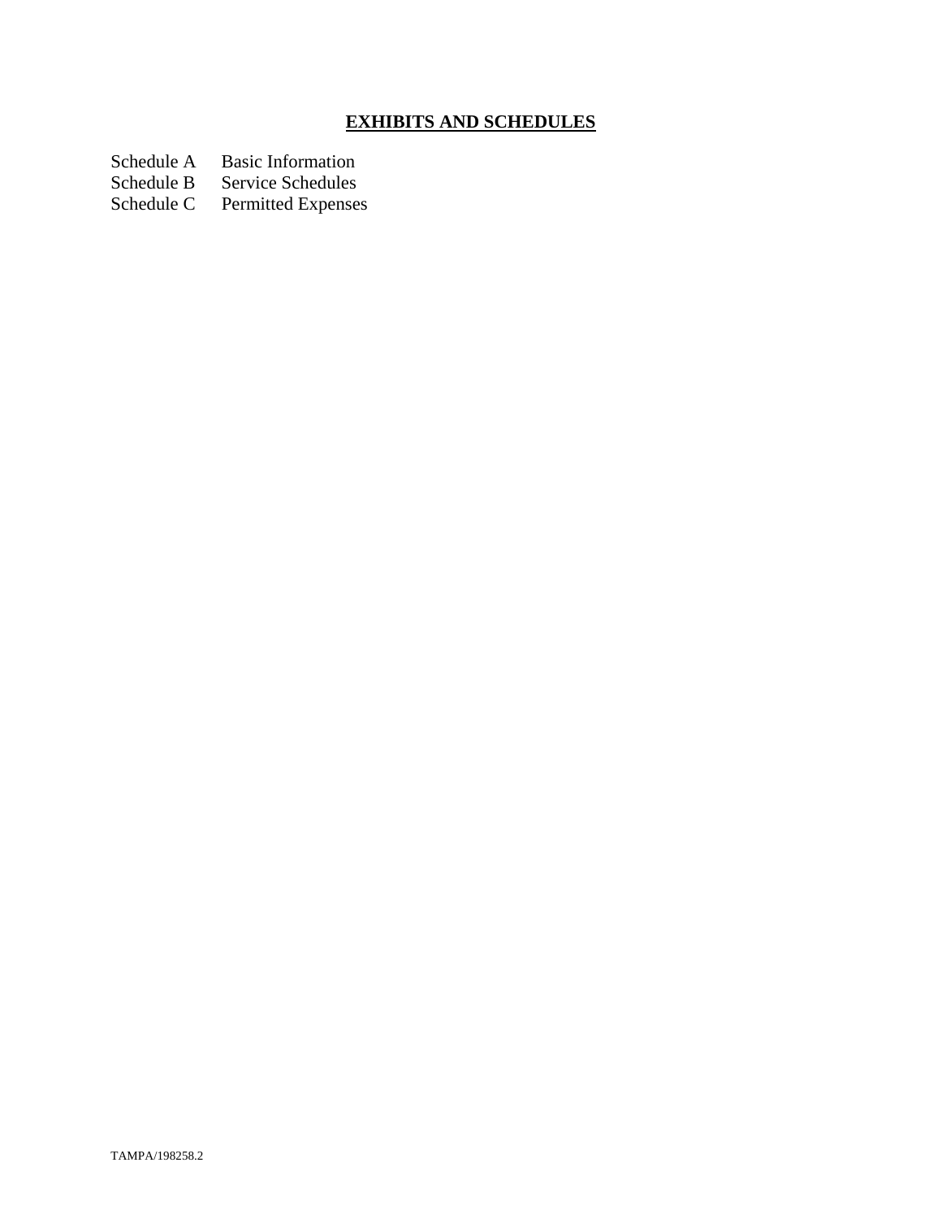# EXHIBITS AND SCHEDULES

| | |
|---|---|
| Schedule A | Basic Information |
| Schedule B | Service Schedules |
| Schedule C | Permitted Expenses |

TAMPA/198258.2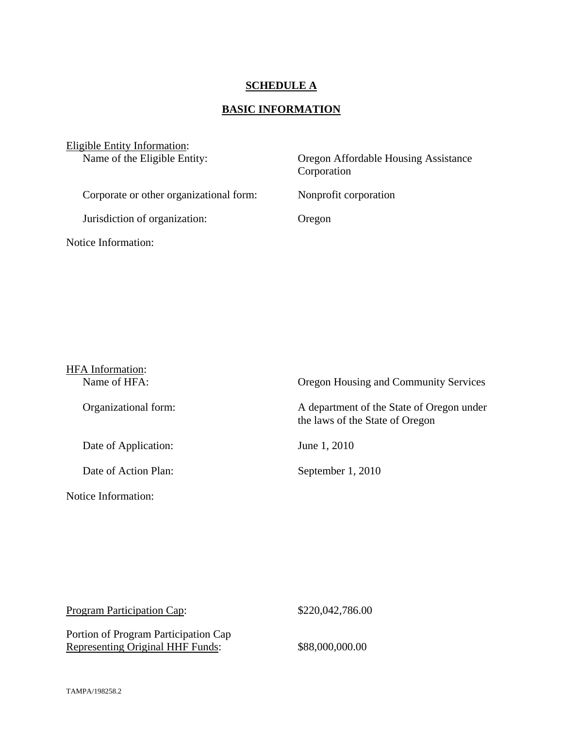**SCHEDULE A**

**BASIC INFORMATION**

Eligible Entity Information:

| | |
|---|---|
| Name of the Eligible Entity: | Oregon Affordable Housing Assistance Corporation |
| Corporate or other organizational form: | Nonprofit corporation |
| Jurisdiction of organization: | Oregon |

Notice Information:

HFA Information:

| | |
|---|---|
| Name of HFA: | Oregon Housing and Community Services |
| Organizational form: | A department of the State of Oregon under the laws of the State of Oregon |
| Date of Application: | June 1, 2010 |
| Date of Action Plan: | September 1, 2010 |

Notice Information:

| | |
|---|---|
| Program Participation Cap: | $220,042,786.00 |
| Portion of Program Participation Cap Representing Original HHF Funds: | $88,000,000.00 |

TAMPA/198258.2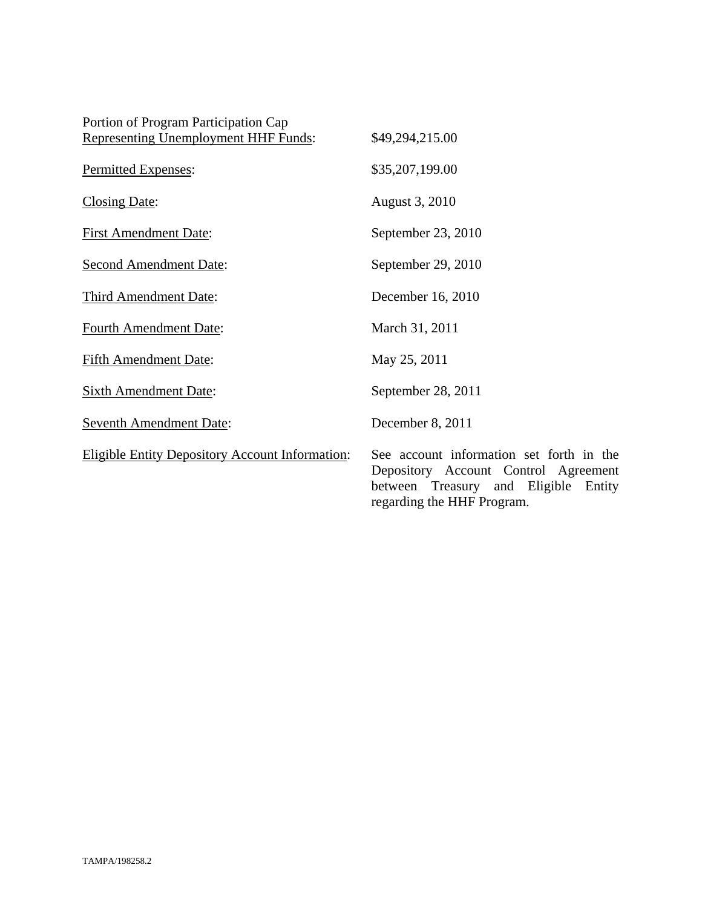| | |
|---|---|
| Portion of Program Participation Cap Representing Unemployment HHF Funds: | $49,294,215.00 |
| Permitted Expenses: | $35,207,199.00 |
| Closing Date: | August 3, 2010 |
| First Amendment Date: | September 23, 2010 |
| Second Amendment Date: | September 29, 2010 |
| Third Amendment Date: | December 16, 2010 |
| Fourth Amendment Date: | March 31, 2011 |
| Fifth Amendment Date: | May 25, 2011 |
| Sixth Amendment Date: | September 28, 2011 |
| Seventh Amendment Date: | December 8, 2011 |
| Eligible Entity Depository Account Information: | See account information set forth in the Depository Account Control Agreement between Treasury and Eligible Entity regarding the HHF Program. |

TAMPA/198258.2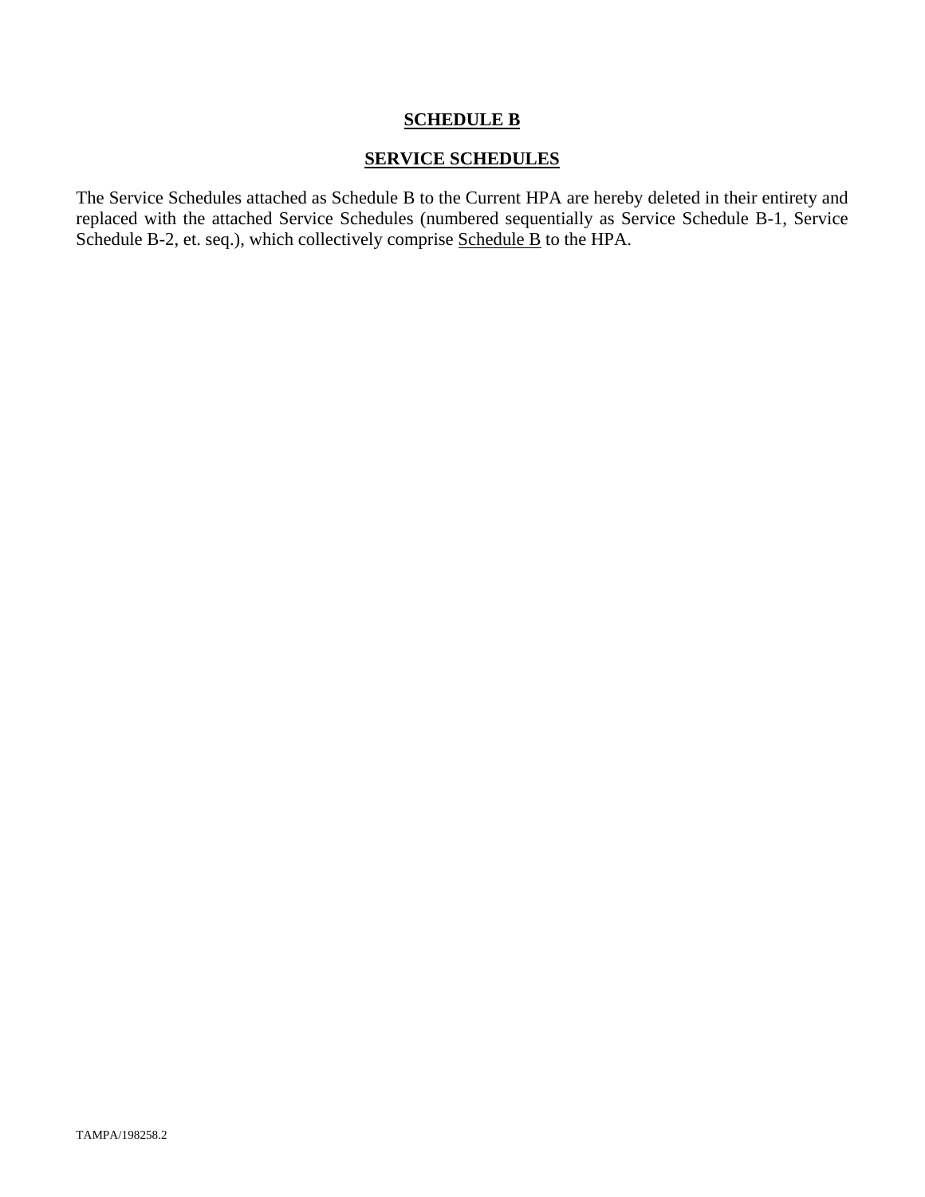# SCHEDULE B

## SERVICE SCHEDULES

The Service Schedules attached as Schedule B to the Current HPA are hereby deleted in their entirety and replaced with the attached Service Schedules (numbered sequentially as Service Schedule B-1, Service Schedule B-2, et. seq.), which collectively comprise Schedule B to the HPA.

TAMPA/198258.2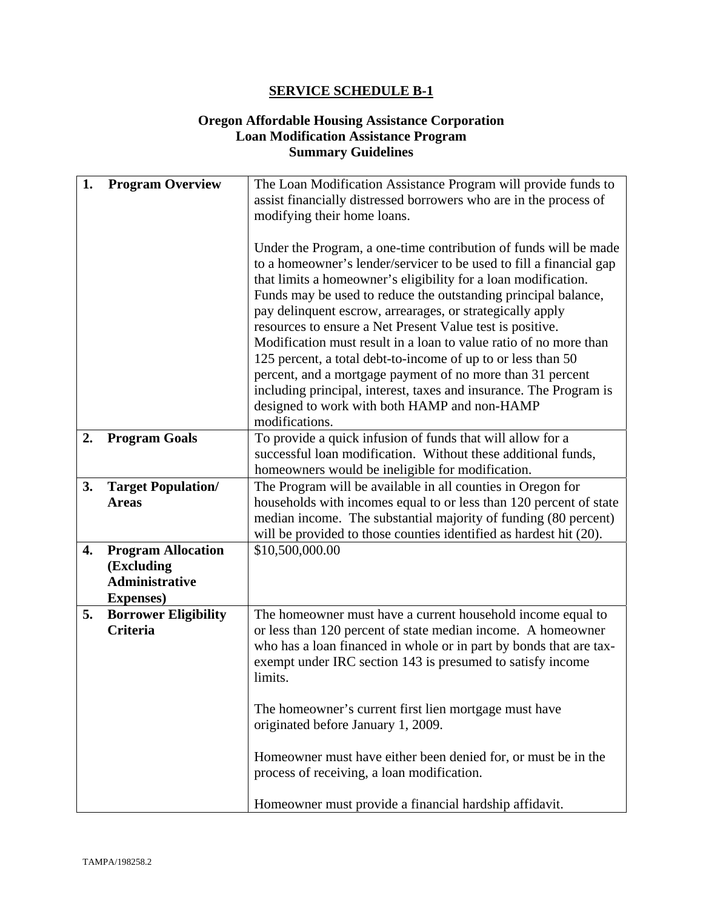## SERVICE SCHEDULE B-1

### Oregon Affordable Housing Assistance Corporation
### Loan Modification Assistance Program
### Summary Guidelines

| | |
|---|---|
| **1. Program Overview** | The Loan Modification Assistance Program will provide funds to assist financially distressed borrowers who are in the process of modifying their home loans.<br><br>Under the Program, a one-time contribution of funds will be made to a homeowner's lender/servicer to be used to fill a financial gap that limits a homeowner's eligibility for a loan modification. Funds may be used to reduce the outstanding principal balance, pay delinquent escrow, arrearages, or strategically apply resources to ensure a Net Present Value test is positive. Modification must result in a loan to value ratio of no more than 125 percent, a total debt-to-income of up to or less than 50 percent, and a mortgage payment of no more than 31 percent including principal, interest, taxes and insurance. The Program is designed to work with both HAMP and non-HAMP modifications. |
| **2. Program Goals** | To provide a quick infusion of funds that will allow for a successful loan modification. Without these additional funds, homeowners would be ineligible for modification. |
| **3. Target Population/ Areas** | The Program will be available in all counties in Oregon for households with incomes equal to or less than 120 percent of state median income. The substantial majority of funding (80 percent) will be provided to those counties identified as hardest hit (20). |
| **4. Program Allocation (Excluding Administrative Expenses)** | $10,500,000.00 |
| **5. Borrower Eligibility Criteria** | The homeowner must have a current household income equal to or less than 120 percent of state median income. A homeowner who has a loan financed in whole or in part by bonds that are tax-exempt under IRC section 143 is presumed to satisfy income limits.<br><br>The homeowner's current first lien mortgage must have originated before January 1, 2009.<br><br>Homeowner must have either been denied for, or must be in the process of receiving, a loan modification.<br><br>Homeowner must provide a financial hardship affidavit. |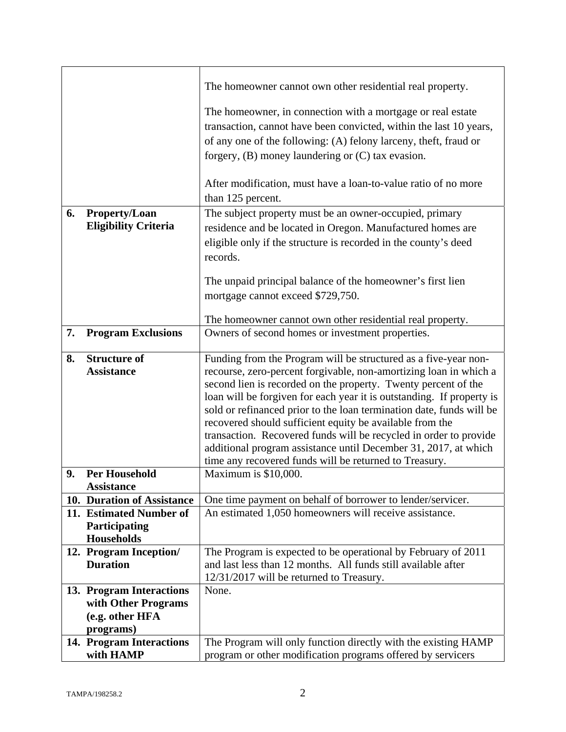| | |
|---|---|
| | The homeowner cannot own other residential real property.<br><br>The homeowner, in connection with a mortgage or real estate transaction, cannot have been convicted, within the last 10 years, of any one of the following: (A) felony larceny, theft, fraud or forgery, (B) money laundering or (C) tax evasion.<br><br>After modification, must have a loan-to-value ratio of no more than 125 percent. |
| **6. Property/Loan Eligibility Criteria** | The subject property must be an owner-occupied, primary residence and be located in Oregon. Manufactured homes are eligible only if the structure is recorded in the county's deed records.<br><br>The unpaid principal balance of the homeowner's first lien mortgage cannot exceed $729,750.<br><br>The homeowner cannot own other residential real property. |
| **7. Program Exclusions** | Owners of second homes or investment properties. |
| **8. Structure of Assistance** | Funding from the Program will be structured as a five-year non-recourse, zero-percent forgivable, non-amortizing loan in which a second lien is recorded on the property. Twenty percent of the loan will be forgiven for each year it is outstanding. If property is sold or refinanced prior to the loan termination date, funds will be recovered should sufficient equity be available from the transaction. Recovered funds will be recycled in order to provide additional program assistance until December 31, 2017, at which time any recovered funds will be returned to Treasury. |
| **9. Per Household Assistance** | Maximum is $10,000. |
| **10. Duration of Assistance** | One time payment on behalf of borrower to lender/servicer. |
| **11. Estimated Number of Participating Households** | An estimated 1,050 homeowners will receive assistance. |
| **12. Program Inception/ Duration** | The Program is expected to be operational by February of 2011 and last less than 12 months. All funds still available after 12/31/2017 will be returned to Treasury. |
| **13. Program Interactions with Other Programs (e.g. other HFA programs)** | None. |
| **14. Program Interactions with HAMP** | The Program will only function directly with the existing HAMP program or other modification programs offered by servicers |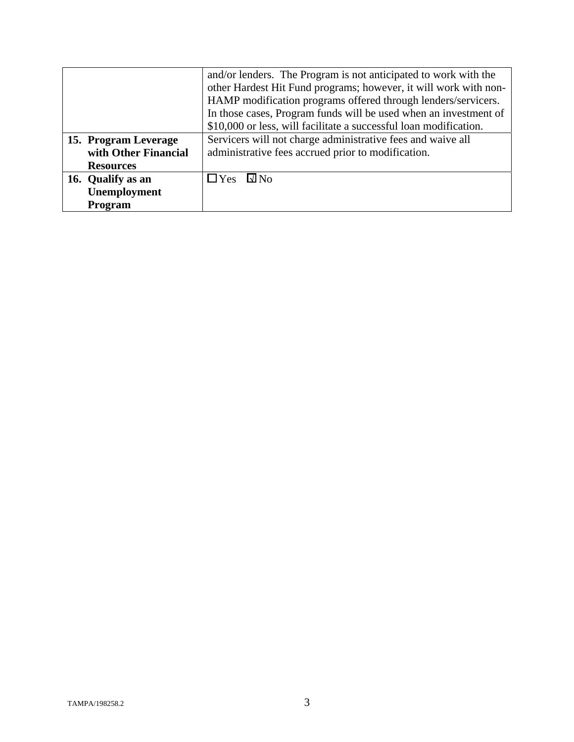| | |
|---|---|
| | and/or lenders. The Program is not anticipated to work with the other Hardest Hit Fund programs; however, it will work with non-HAMP modification programs offered through lenders/servicers. In those cases, Program funds will be used when an investment of $10,000 or less, will facilitate a successful loan modification. |
| **15. Program Leverage with Other Financial Resources** | Servicers will not charge administrative fees and waive all administrative fees accrued prior to modification. |
| **16. Qualify as an Unemployment Program** | ☐ Yes ☑ No |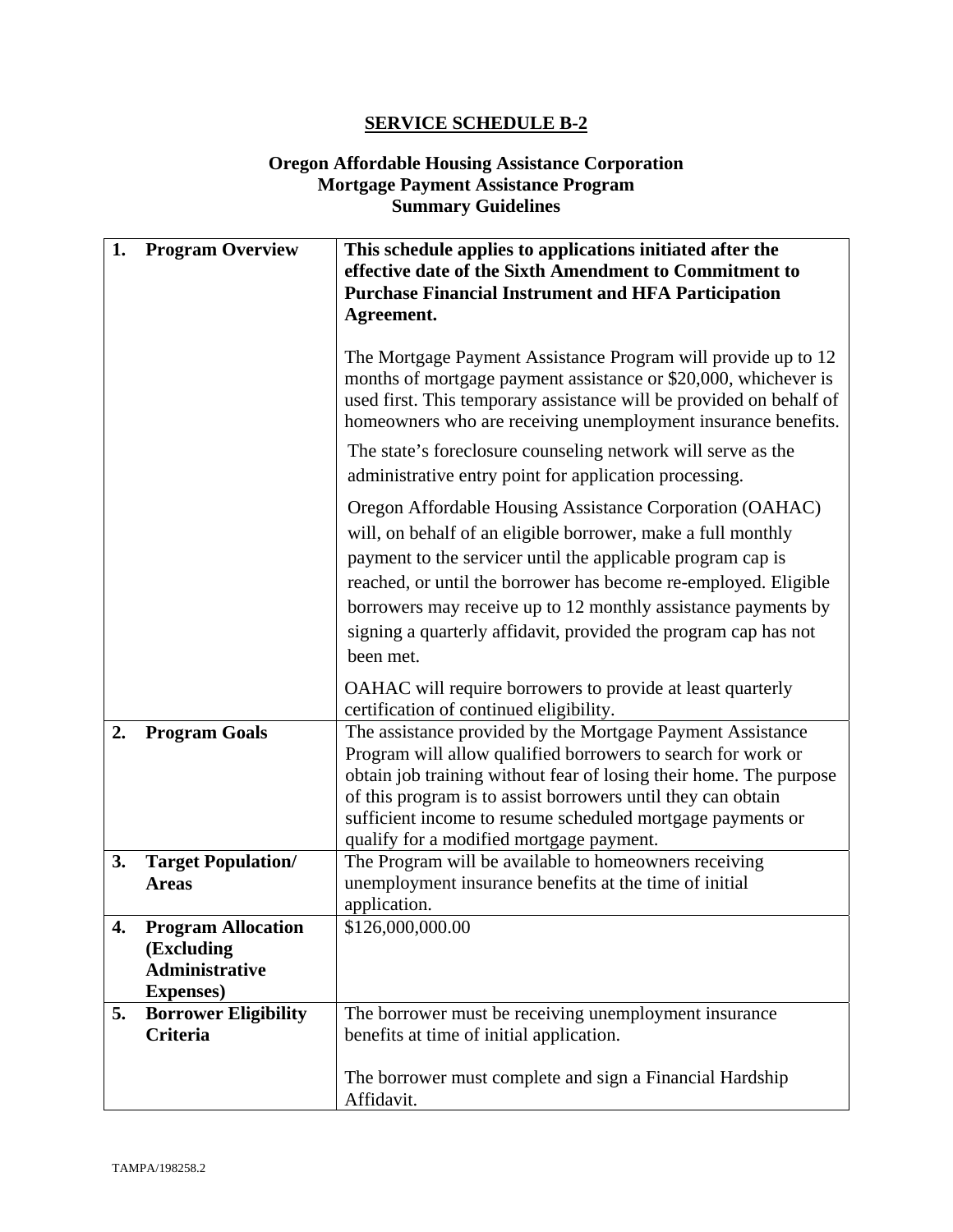# SERVICE SCHEDULE B-2

## Oregon Affordable Housing Assistance Corporation
## Mortgage Payment Assistance Program
## Summary Guidelines

| | | |
|---|---|---|
| **1.** | **Program Overview** | **This schedule applies to applications initiated after the effective date of the Sixth Amendment to Commitment to Purchase Financial Instrument and HFA Participation Agreement.**<br><br>The Mortgage Payment Assistance Program will provide up to 12 months of mortgage payment assistance or $20,000, whichever is used first. This temporary assistance will be provided on behalf of homeowners who are receiving unemployment insurance benefits.<br><br>The state's foreclosure counseling network will serve as the administrative entry point for application processing.<br><br>Oregon Affordable Housing Assistance Corporation (OAHAC) will, on behalf of an eligible borrower, make a full monthly payment to the servicer until the applicable program cap is reached, or until the borrower has become re-employed. Eligible borrowers may receive up to 12 monthly assistance payments by signing a quarterly affidavit, provided the program cap has not been met.<br><br>OAHAC will require borrowers to provide at least quarterly certification of continued eligibility. |
| **2.** | **Program Goals** | The assistance provided by the Mortgage Payment Assistance Program will allow qualified borrowers to search for work or obtain job training without fear of losing their home. The purpose of this program is to assist borrowers until they can obtain sufficient income to resume scheduled mortgage payments or qualify for a modified mortgage payment. |
| **3.** | **Target Population/ Areas** | The Program will be available to homeowners receiving unemployment insurance benefits at the time of initial application. |
| **4.** | **Program Allocation (Excluding Administrative Expenses)** | $126,000,000.00 |
| **5.** | **Borrower Eligibility Criteria** | The borrower must be receiving unemployment insurance benefits at time of initial application.<br><br>The borrower must complete and sign a Financial Hardship Affidavit. |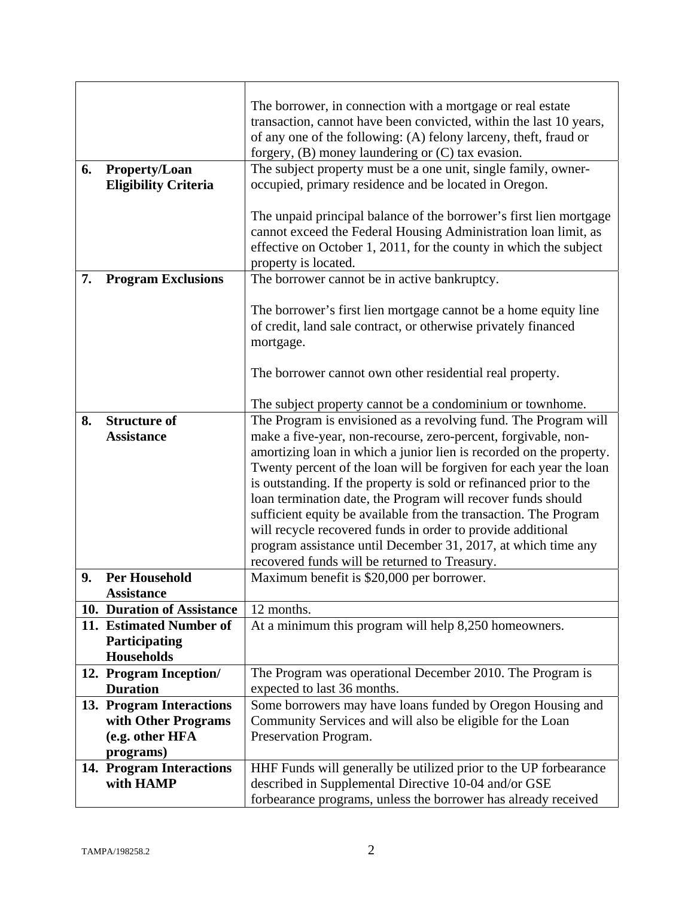| | |
|---|---|
| | The borrower, in connection with a mortgage or real estate transaction, cannot have been convicted, within the last 10 years, of any one of the following: (A) felony larceny, theft, fraud or forgery, (B) money laundering or (C) tax evasion. |
| **6. Property/Loan Eligibility Criteria** | The subject property must be a one unit, single family, owner-occupied, primary residence and be located in Oregon.<br><br>The unpaid principal balance of the borrower's first lien mortgage cannot exceed the Federal Housing Administration loan limit, as effective on October 1, 2011, for the county in which the subject property is located. |
| **7. Program Exclusions** | The borrower cannot be in active bankruptcy.<br><br>The borrower's first lien mortgage cannot be a home equity line of credit, land sale contract, or otherwise privately financed mortgage.<br><br>The borrower cannot own other residential real property.<br><br>The subject property cannot be a condominium or townhome. |
| **8. Structure of Assistance** | The Program is envisioned as a revolving fund. The Program will make a five-year, non-recourse, zero-percent, forgivable, non-amortizing loan in which a junior lien is recorded on the property. Twenty percent of the loan will be forgiven for each year the loan is outstanding. If the property is sold or refinanced prior to the loan termination date, the Program will recover funds should sufficient equity be available from the transaction. The Program will recycle recovered funds in order to provide additional program assistance until December 31, 2017, at which time any recovered funds will be returned to Treasury. |
| **9. Per Household Assistance** | Maximum benefit is $20,000 per borrower. |
| **10. Duration of Assistance** | 12 months. |
| **11. Estimated Number of Participating Households** | At a minimum this program will help 8,250 homeowners. |
| **12. Program Inception/ Duration** | The Program was operational December 2010. The Program is expected to last 36 months. |
| **13. Program Interactions with Other Programs (e.g. other HFA programs)** | Some borrowers may have loans funded by Oregon Housing and Community Services and will also be eligible for the Loan Preservation Program. |
| **14. Program Interactions with HAMP** | HHF Funds will generally be utilized prior to the UP forbearance described in Supplemental Directive 10-04 and/or GSE forbearance programs, unless the borrower has already received |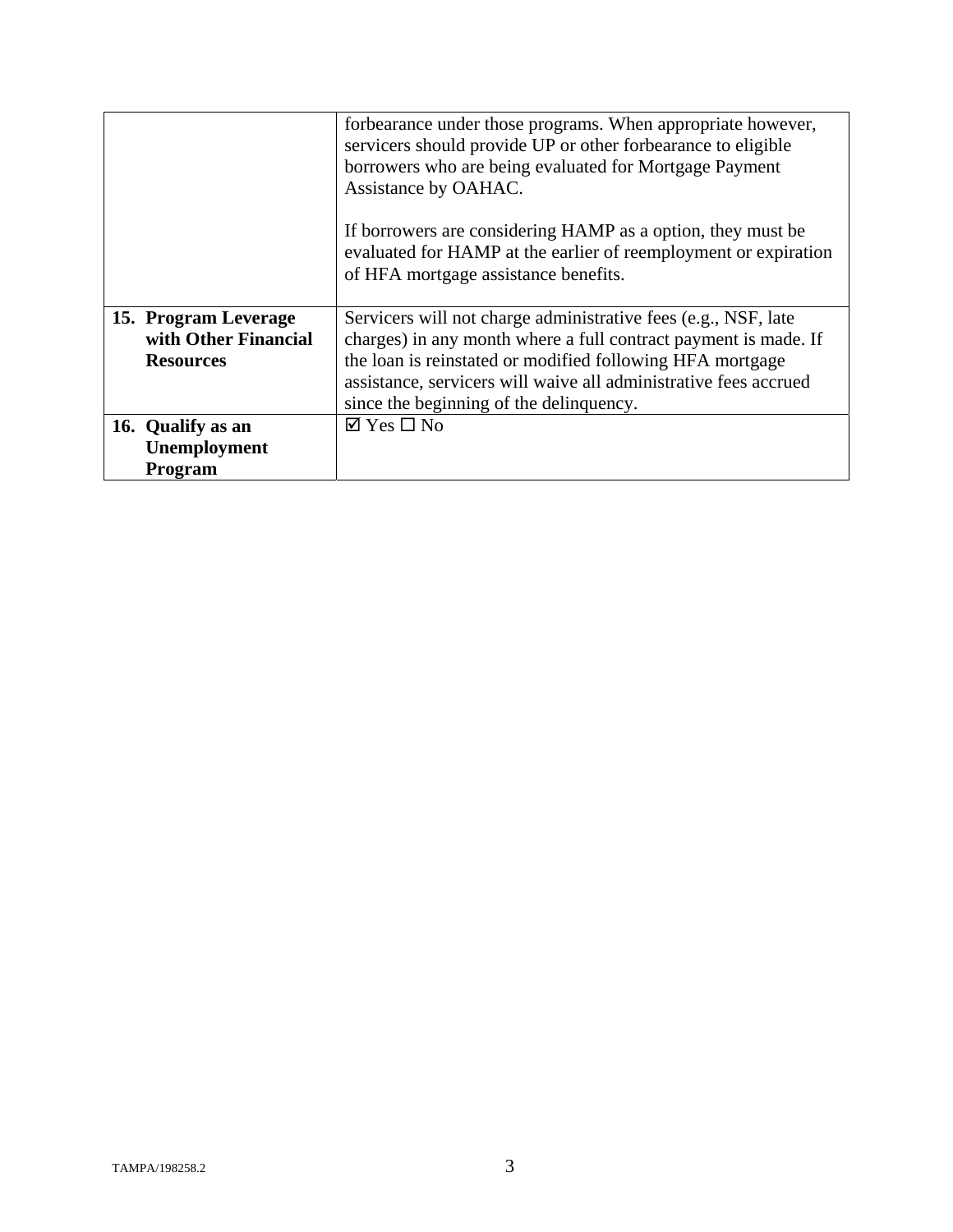| | |
|---|---|
| | forbearance under those programs. When appropriate however, servicers should provide UP or other forbearance to eligible borrowers who are being evaluated for Mortgage Payment Assistance by OAHAC.<br><br>If borrowers are considering HAMP as a option, they must be evaluated for HAMP at the earlier of reemployment or expiration of HFA mortgage assistance benefits. |
| **15. Program Leverage with Other Financial Resources** | Servicers will not charge administrative fees (e.g., NSF, late charges) in any month where a full contract payment is made. If the loan is reinstated or modified following HFA mortgage assistance, servicers will waive all administrative fees accrued since the beginning of the delinquency. |
| **16. Qualify as an Unemployment Program** | ☑ Yes ☐ No |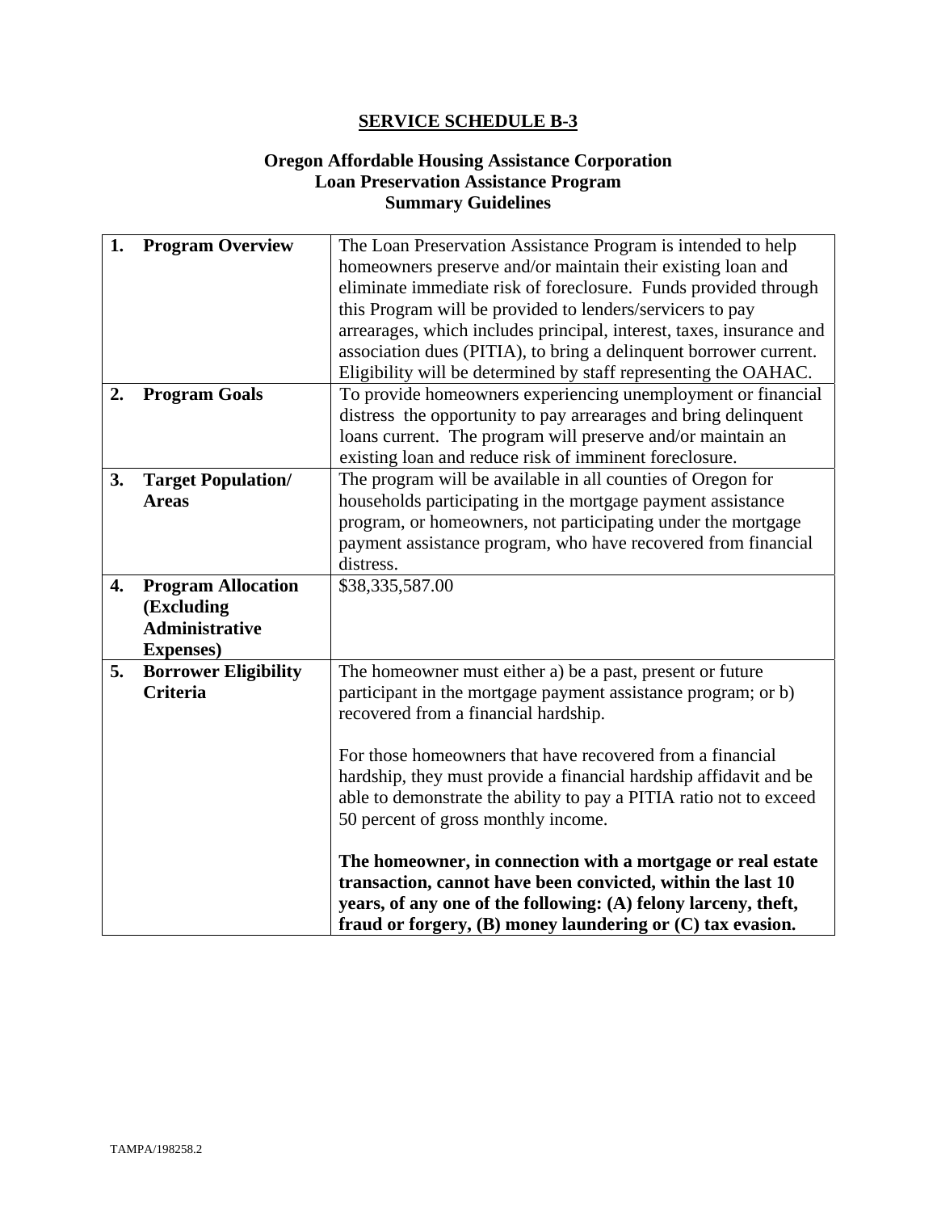# SERVICE SCHEDULE B-3

## Oregon Affordable Housing Assistance Corporation
## Loan Preservation Assistance Program
## Summary Guidelines

| | | |
|---|---|---|
| **1.** | **Program Overview** | The Loan Preservation Assistance Program is intended to help homeowners preserve and/or maintain their existing loan and eliminate immediate risk of foreclosure. Funds provided through this Program will be provided to lenders/servicers to pay arrearages, which includes principal, interest, taxes, insurance and association dues (PITIA), to bring a delinquent borrower current. Eligibility will be determined by staff representing the OAHAC. |
| **2.** | **Program Goals** | To provide homeowners experiencing unemployment or financial distress the opportunity to pay arrearages and bring delinquent loans current. The program will preserve and/or maintain an existing loan and reduce risk of imminent foreclosure. |
| **3.** | **Target Population/ Areas** | The program will be available in all counties of Oregon for households participating in the mortgage payment assistance program, or homeowners, not participating under the mortgage payment assistance program, who have recovered from financial distress. |
| **4.** | **Program Allocation (Excluding Administrative Expenses)** | $38,335,587.00 |
| **5.** | **Borrower Eligibility Criteria** | The homeowner must either a) be a past, present or future participant in the mortgage payment assistance program; or b) recovered from a financial hardship.<br><br>For those homeowners that have recovered from a financial hardship, they must provide a financial hardship affidavit and be able to demonstrate the ability to pay a PITIA ratio not to exceed 50 percent of gross monthly income.<br><br>**The homeowner, in connection with a mortgage or real estate transaction, cannot have been convicted, within the last 10 years, of any one of the following: (A) felony larceny, theft, fraud or forgery, (B) money laundering or (C) tax evasion.** |

TAMPA/198258.2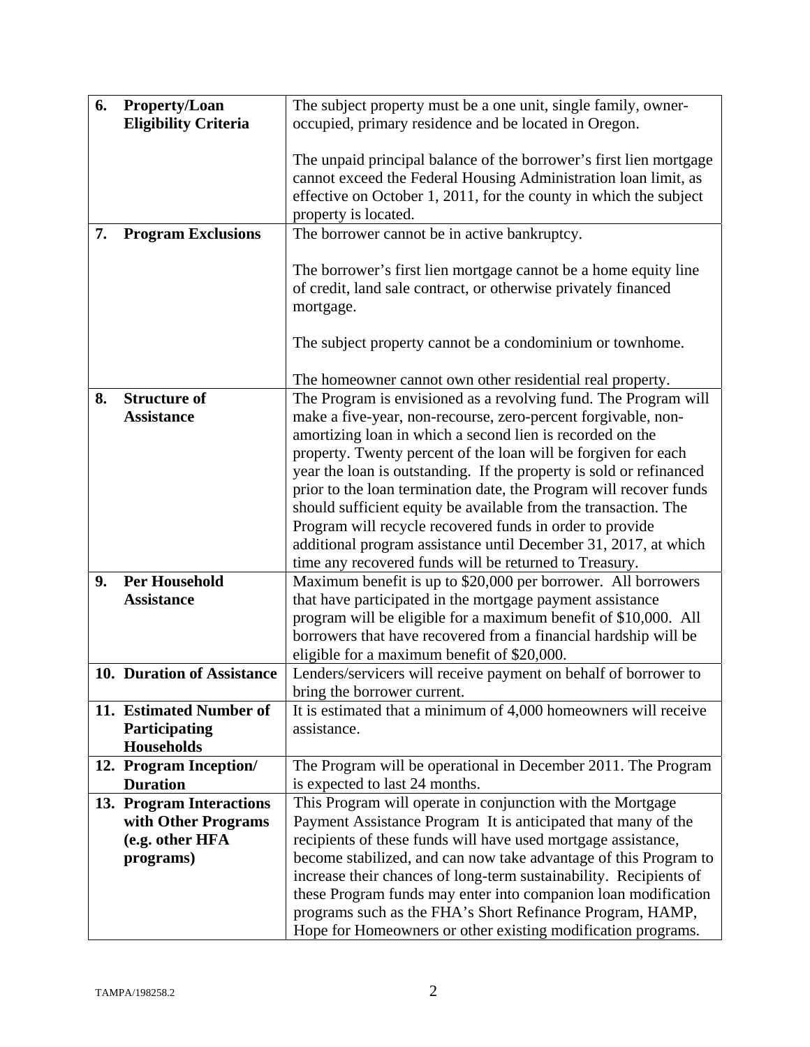| | | |
|---|---|---|
| 6. | **Property/Loan Eligibility Criteria** | The subject property must be a one unit, single family, owner-occupied, primary residence and be located in Oregon.<br><br>The unpaid principal balance of the borrower's first lien mortgage cannot exceed the Federal Housing Administration loan limit, as effective on October 1, 2011, for the county in which the subject property is located. |
| 7. | **Program Exclusions** | The borrower cannot be in active bankruptcy.<br><br>The borrower's first lien mortgage cannot be a home equity line of credit, land sale contract, or otherwise privately financed mortgage.<br><br>The subject property cannot be a condominium or townhome.<br><br>The homeowner cannot own other residential real property. |
| 8. | **Structure of Assistance** | The Program is envisioned as a revolving fund. The Program will make a five-year, non-recourse, zero-percent forgivable, non-amortizing loan in which a second lien is recorded on the property. Twenty percent of the loan will be forgiven for each year the loan is outstanding. If the property is sold or refinanced prior to the loan termination date, the Program will recover funds should sufficient equity be available from the transaction. The Program will recycle recovered funds in order to provide additional program assistance until December 31, 2017, at which time any recovered funds will be returned to Treasury. |
| 9. | **Per Household Assistance** | Maximum benefit is up to $20,000 per borrower. All borrowers that have participated in the mortgage payment assistance program will be eligible for a maximum benefit of $10,000. All borrowers that have recovered from a financial hardship will be eligible for a maximum benefit of $20,000. |
| 10. | **Duration of Assistance** | Lenders/servicers will receive payment on behalf of borrower to bring the borrower current. |
| 11. | **Estimated Number of Participating Households** | It is estimated that a minimum of 4,000 homeowners will receive assistance. |
| 12. | **Program Inception/ Duration** | The Program will be operational in December 2011. The Program is expected to last 24 months. |
| 13. | **Program Interactions with Other Programs (e.g. other HFA programs)** | This Program will operate in conjunction with the Mortgage Payment Assistance Program It is anticipated that many of the recipients of these funds will have used mortgage assistance, become stabilized, and can now take advantage of this Program to increase their chances of long-term sustainability. Recipients of these Program funds may enter into companion loan modification programs such as the FHA's Short Refinance Program, HAMP, Hope for Homeowners or other existing modification programs. |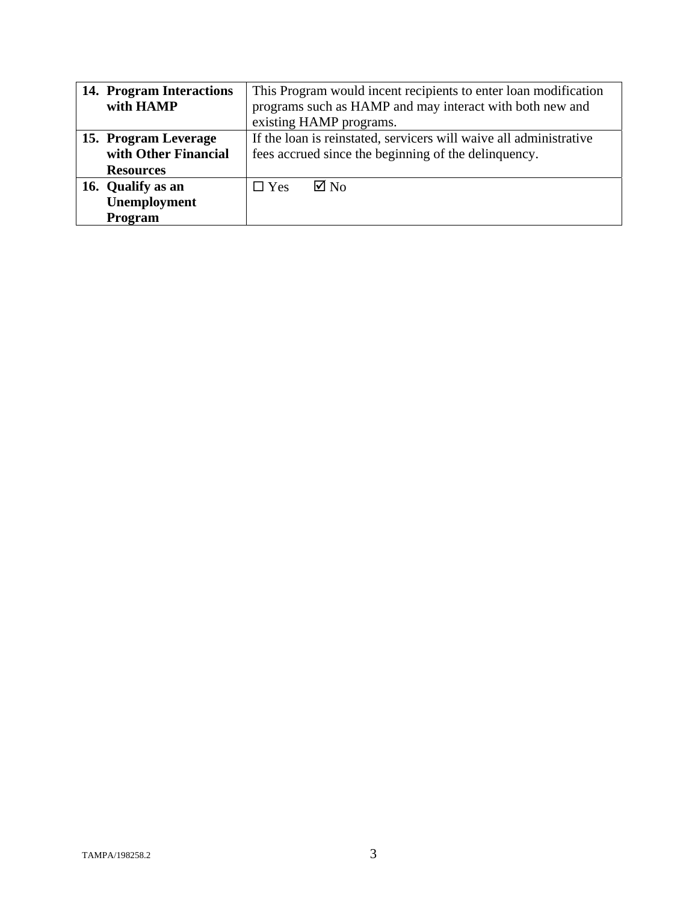| | |
|---|---|
| **14. Program Interactions with HAMP** | This Program would incent recipients to enter loan modification programs such as HAMP and may interact with both new and existing HAMP programs. |
| **15. Program Leverage with Other Financial Resources** | If the loan is reinstated, servicers will waive all administrative fees accrued since the beginning of the delinquency. |
| **16. Qualify as an Unemployment Program** | ☐ Yes ☑ No |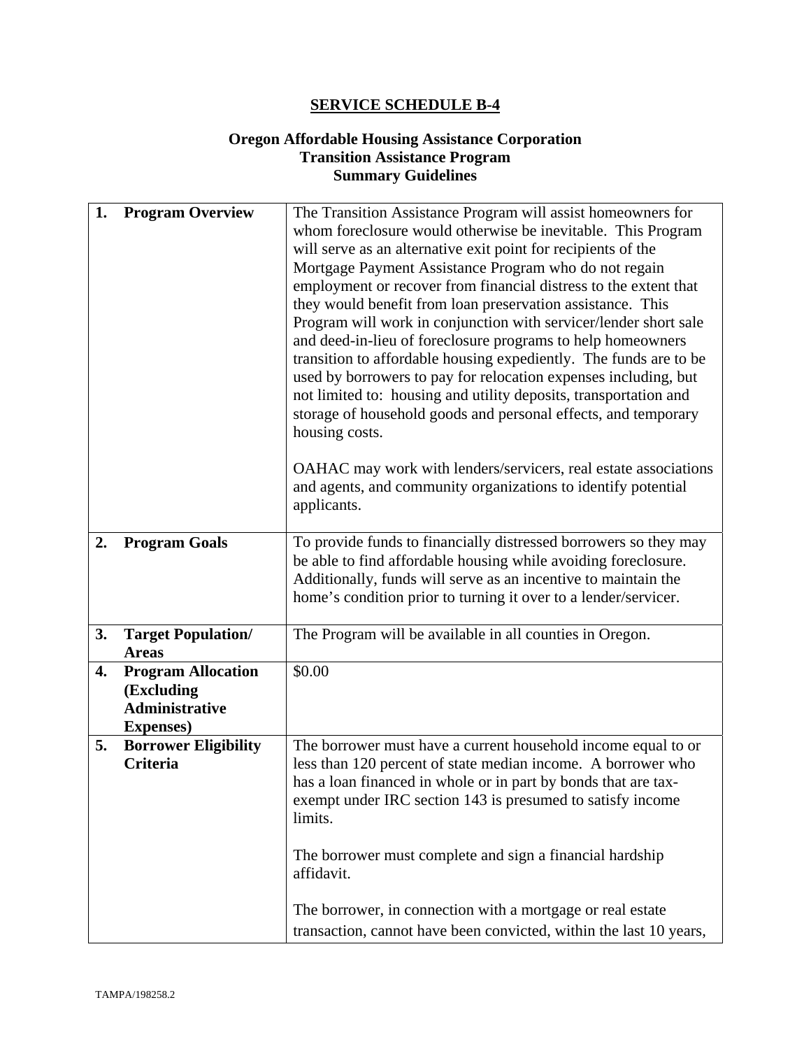## SERVICE SCHEDULE B-4

### Oregon Affordable Housing Assistance Corporation
### Transition Assistance Program
### Summary Guidelines

| | |
|---|---|
| **1. Program Overview** | The Transition Assistance Program will assist homeowners for whom foreclosure would otherwise be inevitable. This Program will serve as an alternative exit point for recipients of the Mortgage Payment Assistance Program who do not regain employment or recover from financial distress to the extent that they would benefit from loan preservation assistance. This Program will work in conjunction with servicer/lender short sale and deed-in-lieu of foreclosure programs to help homeowners transition to affordable housing expediently. The funds are to be used by borrowers to pay for relocation expenses including, but not limited to: housing and utility deposits, transportation and storage of household goods and personal effects, and temporary housing costs.<br><br>OAHAC may work with lenders/servicers, real estate associations and agents, and community organizations to identify potential applicants. |
| **2. Program Goals** | To provide funds to financially distressed borrowers so they may be able to find affordable housing while avoiding foreclosure. Additionally, funds will serve as an incentive to maintain the home's condition prior to turning it over to a lender/servicer. |
| **3. Target Population/ Areas** | The Program will be available in all counties in Oregon. |
| **4. Program Allocation (Excluding Administrative Expenses)** | $0.00 |
| **5. Borrower Eligibility Criteria** | The borrower must have a current household income equal to or less than 120 percent of state median income. A borrower who has a loan financed in whole or in part by bonds that are tax-exempt under IRC section 143 is presumed to satisfy income limits.<br><br>The borrower must complete and sign a financial hardship affidavit.<br><br>The borrower, in connection with a mortgage or real estate transaction, cannot have been convicted, within the last 10 years, |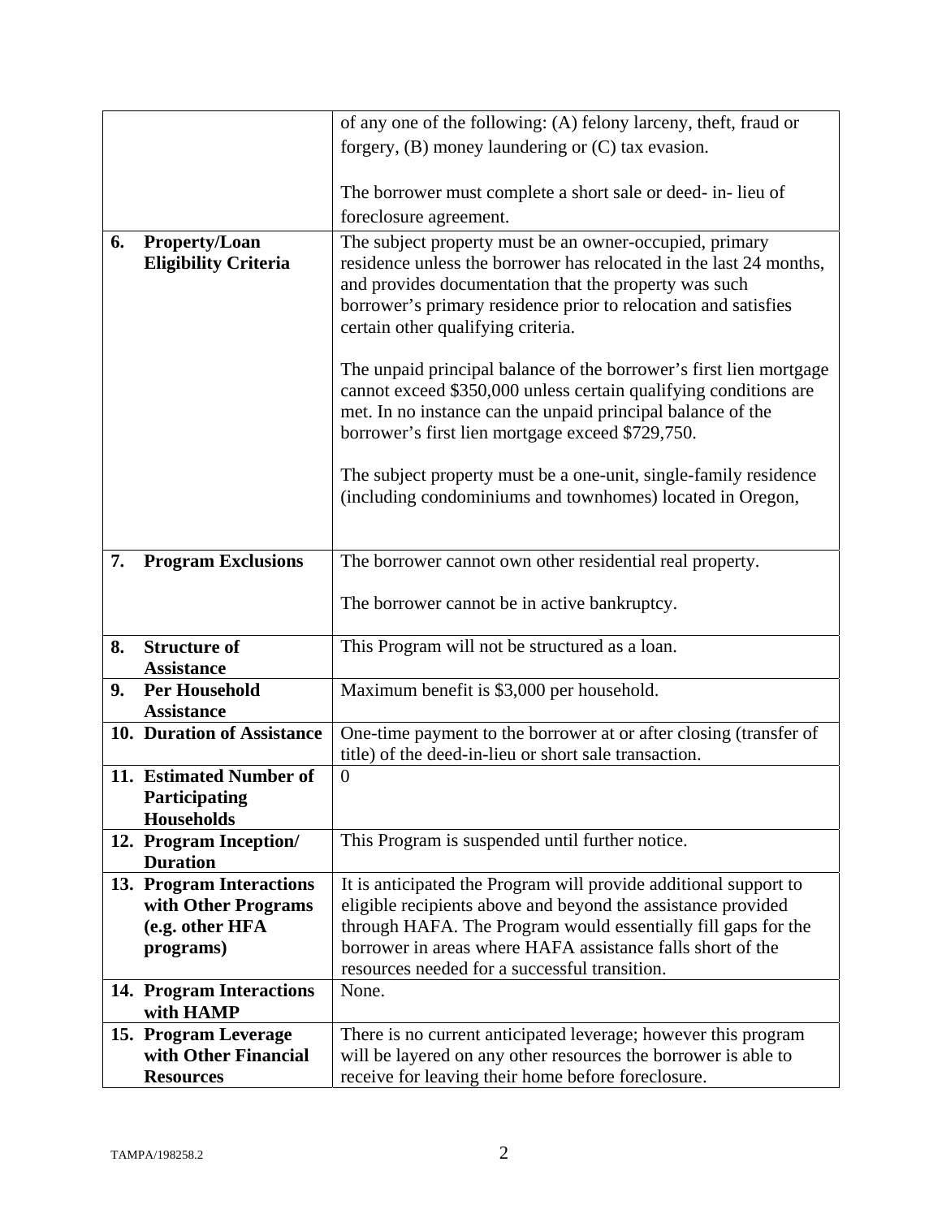| | |
|---|---|
| | of any one of the following: (A) felony larceny, theft, fraud or forgery, (B) money laundering or (C) tax evasion.<br><br>The borrower must complete a short sale or deed- in- lieu of foreclosure agreement. |
| **6. Property/Loan Eligibility Criteria** | The subject property must be an owner-occupied, primary residence unless the borrower has relocated in the last 24 months, and provides documentation that the property was such borrower's primary residence prior to relocation and satisfies certain other qualifying criteria.<br><br>The unpaid principal balance of the borrower's first lien mortgage cannot exceed \$350,000 unless certain qualifying conditions are met. In no instance can the unpaid principal balance of the borrower's first lien mortgage exceed \$729,750.<br><br>The subject property must be a one-unit, single-family residence (including condominiums and townhomes) located in Oregon, |
| **7. Program Exclusions** | The borrower cannot own other residential real property.<br><br>The borrower cannot be in active bankruptcy. |
| **8. Structure of Assistance** | This Program will not be structured as a loan. |
| **9. Per Household Assistance** | Maximum benefit is \$3,000 per household. |
| **10. Duration of Assistance** | One-time payment to the borrower at or after closing (transfer of title) of the deed-in-lieu or short sale transaction. |
| **11. Estimated Number of Participating Households** | 0 |
| **12. Program Inception/ Duration** | This Program is suspended until further notice. |
| **13. Program Interactions with Other Programs (e.g. other HFA programs)** | It is anticipated the Program will provide additional support to eligible recipients above and beyond the assistance provided through HAFA. The Program would essentially fill gaps for the borrower in areas where HAFA assistance falls short of the resources needed for a successful transition. |
| **14. Program Interactions with HAMP** | None. |
| **15. Program Leverage with Other Financial Resources** | There is no current anticipated leverage; however this program will be layered on any other resources the borrower is able to receive for leaving their home before foreclosure. |

TAMPA/198258.2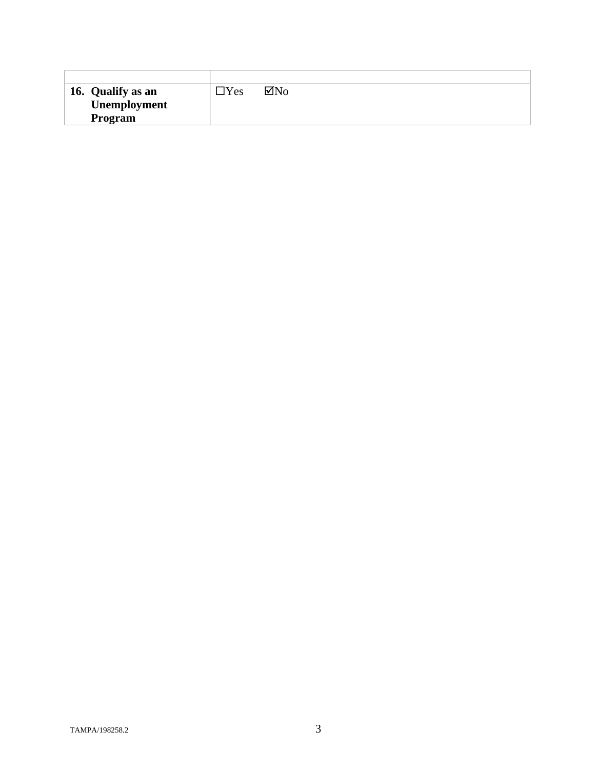| | |
|---|---|
| **16. Qualify as an Unemployment Program** | ☐Yes ☑No |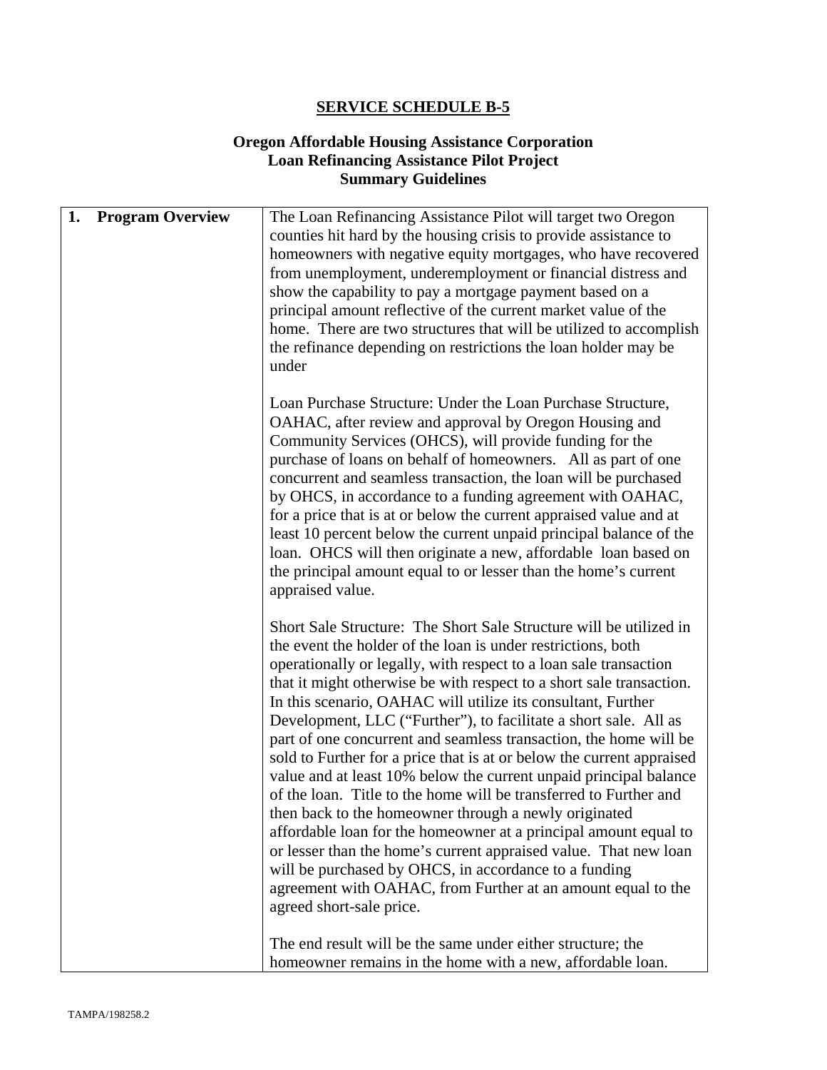## SERVICE SCHEDULE B-5

### Oregon Affordable Housing Assistance Corporation
### Loan Refinancing Assistance Pilot Project
### Summary Guidelines

| 1. Program Overview | The Loan Refinancing Assistance Pilot will target two Oregon counties hit hard by the housing crisis to provide assistance to homeowners with negative equity mortgages, who have recovered from unemployment, underemployment or financial distress and show the capability to pay a mortgage payment based on a principal amount reflective of the current market value of the home. There are two structures that will be utilized to accomplish the refinance depending on restrictions the loan holder may be under<br><br>Loan Purchase Structure: Under the Loan Purchase Structure, OAHAC, after review and approval by Oregon Housing and Community Services (OHCS), will provide funding for the purchase of loans on behalf of homeowners. All as part of one concurrent and seamless transaction, the loan will be purchased by OHCS, in accordance to a funding agreement with OAHAC, for a price that is at or below the current appraised value and at least 10 percent below the current unpaid principal balance of the loan. OHCS will then originate a new, affordable loan based on the principal amount equal to or lesser than the home's current appraised value.<br><br>Short Sale Structure: The Short Sale Structure will be utilized in the event the holder of the loan is under restrictions, both operationally or legally, with respect to a loan sale transaction that it might otherwise be with respect to a short sale transaction. In this scenario, OAHAC will utilize its consultant, Further Development, LLC ("Further"), to facilitate a short sale. All as part of one concurrent and seamless transaction, the home will be sold to Further for a price that is at or below the current appraised value and at least 10% below the current unpaid principal balance of the loan. Title to the home will be transferred to Further and then back to the homeowner through a newly originated affordable loan for the homeowner at a principal amount equal to or lesser than the home's current appraised value. That new loan will be purchased by OHCS, in accordance to a funding agreement with OAHAC, from Further at an amount equal to the agreed short-sale price.<br><br>The end result will be the same under either structure; the homeowner remains in the home with a new, affordable loan. |
|---|---|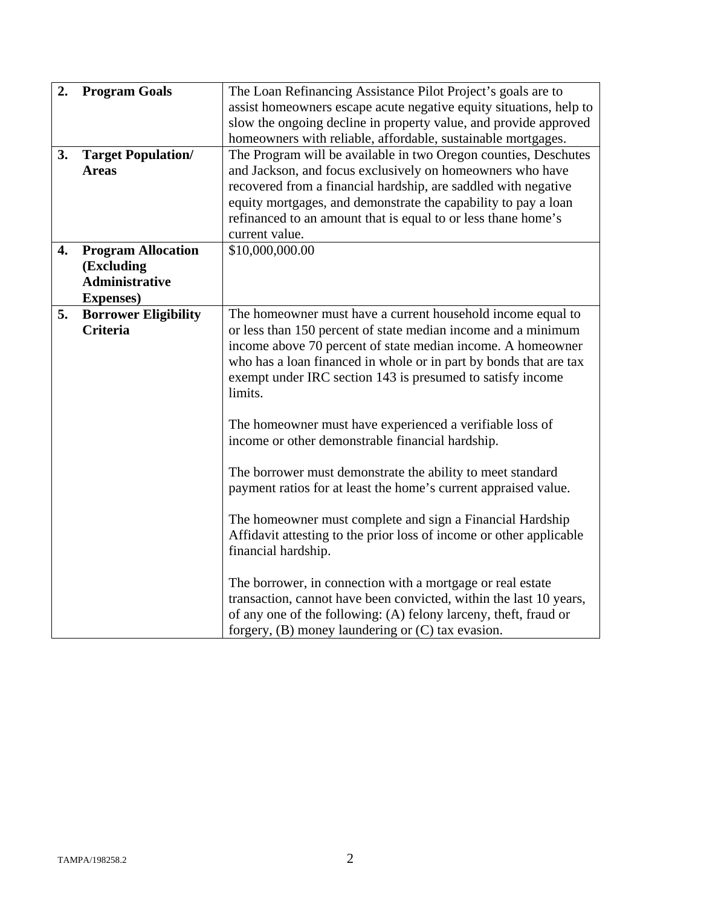| | | |
|---|---|---|
| **2.** | **Program Goals** | The Loan Refinancing Assistance Pilot Project's goals are to assist homeowners escape acute negative equity situations, help to slow the ongoing decline in property value, and provide approved homeowners with reliable, affordable, sustainable mortgages. |
| **3.** | **Target Population/ Areas** | The Program will be available in two Oregon counties, Deschutes and Jackson, and focus exclusively on homeowners who have recovered from a financial hardship, are saddled with negative equity mortgages, and demonstrate the capability to pay a loan refinanced to an amount that is equal to or less thane home's current value. |
| **4.** | **Program Allocation (Excluding Administrative Expenses)** | $10,000,000.00 |
| **5.** | **Borrower Eligibility Criteria** | The homeowner must have a current household income equal to or less than 150 percent of state median income and a minimum income above 70 percent of state median income. A homeowner who has a loan financed in whole or in part by bonds that are tax exempt under IRC section 143 is presumed to satisfy income limits.<br><br>The homeowner must have experienced a verifiable loss of income or other demonstrable financial hardship.<br><br>The borrower must demonstrate the ability to meet standard payment ratios for at least the home's current appraised value.<br><br>The homeowner must complete and sign a Financial Hardship Affidavit attesting to the prior loss of income or other applicable financial hardship.<br><br>The borrower, in connection with a mortgage or real estate transaction, cannot have been convicted, within the last 10 years, of any one of the following: (A) felony larceny, theft, fraud or forgery, (B) money laundering or (C) tax evasion. |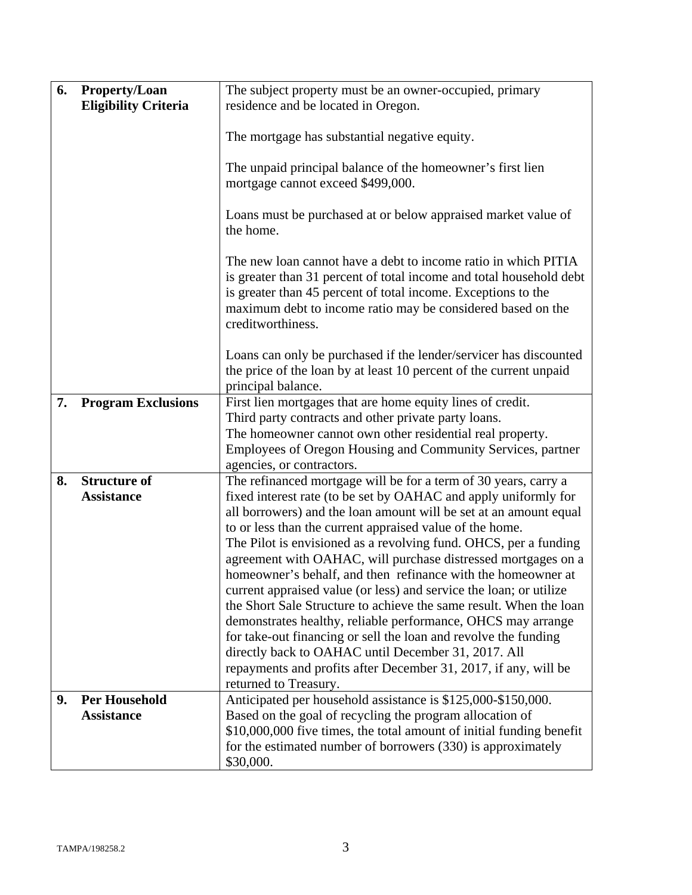| | | |
|---|---|---|
| 6. | **Property/Loan Eligibility Criteria** | The subject property must be an owner-occupied, primary residence and be located in Oregon.<br><br>The mortgage has substantial negative equity.<br><br>The unpaid principal balance of the homeowner's first lien mortgage cannot exceed $499,000.<br><br>Loans must be purchased at or below appraised market value of the home.<br><br>The new loan cannot have a debt to income ratio in which PITIA is greater than 31 percent of total income and total household debt is greater than 45 percent of total income. Exceptions to the maximum debt to income ratio may be considered based on the creditworthiness.<br><br>Loans can only be purchased if the lender/servicer has discounted the price of the loan by at least 10 percent of the current unpaid principal balance. |
| 7. | **Program Exclusions** | First lien mortgages that are home equity lines of credit.<br>Third party contracts and other private party loans.<br>The homeowner cannot own other residential real property.<br>Employees of Oregon Housing and Community Services, partner agencies, or contractors. |
| 8. | **Structure of Assistance** | The refinanced mortgage will be for a term of 30 years, carry a fixed interest rate (to be set by OAHAC and apply uniformly for all borrowers) and the loan amount will be set at an amount equal to or less than the current appraised value of the home.<br>The Pilot is envisioned as a revolving fund. OHCS, per a funding agreement with OAHAC, will purchase distressed mortgages on a homeowner's behalf, and then refinance with the homeowner at current appraised value (or less) and service the loan; or utilize the Short Sale Structure to achieve the same result. When the loan demonstrates healthy, reliable performance, OHCS may arrange for take-out financing or sell the loan and revolve the funding directly back to OAHAC until December 31, 2017. All repayments and profits after December 31, 2017, if any, will be returned to Treasury. |
| 9. | **Per Household Assistance** | Anticipated per household assistance is $125,000-$150,000. Based on the goal of recycling the program allocation of $10,000,000 five times, the total amount of initial funding benefit for the estimated number of borrowers (330) is approximately $30,000. |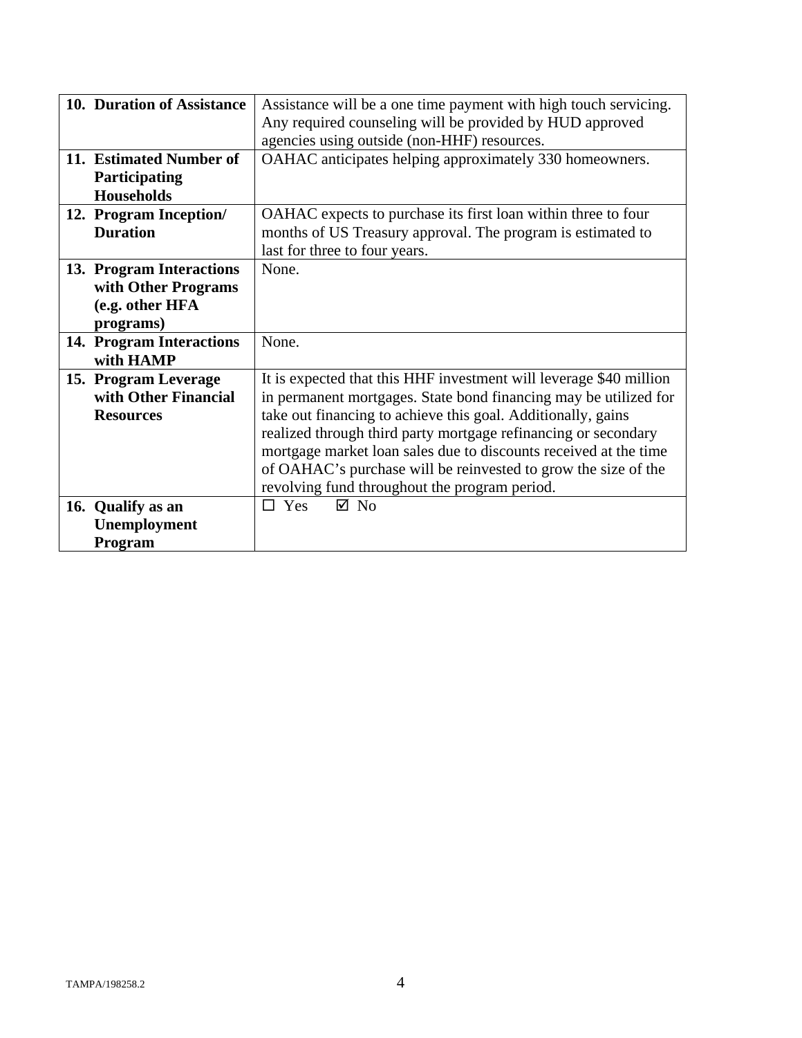| | |
|---|---|
| **10. Duration of Assistance** | Assistance will be a one time payment with high touch servicing. Any required counseling will be provided by HUD approved agencies using outside (non-HHF) resources. |
| **11. Estimated Number of Participating Households** | OAHAC anticipates helping approximately 330 homeowners. |
| **12. Program Inception/ Duration** | OAHAC expects to purchase its first loan within three to four months of US Treasury approval. The program is estimated to last for three to four years. |
| **13. Program Interactions with Other Programs (e.g. other HFA programs)** | None. |
| **14. Program Interactions with HAMP** | None. |
| **15. Program Leverage with Other Financial Resources** | It is expected that this HHF investment will leverage $40 million in permanent mortgages. State bond financing may be utilized for take out financing to achieve this goal. Additionally, gains realized through third party mortgage refinancing or secondary mortgage market loan sales due to discounts received at the time of OAHAC's purchase will be reinvested to grow the size of the revolving fund throughout the program period. |
| **16. Qualify as an Unemployment Program** | ☐ Yes ☑ No |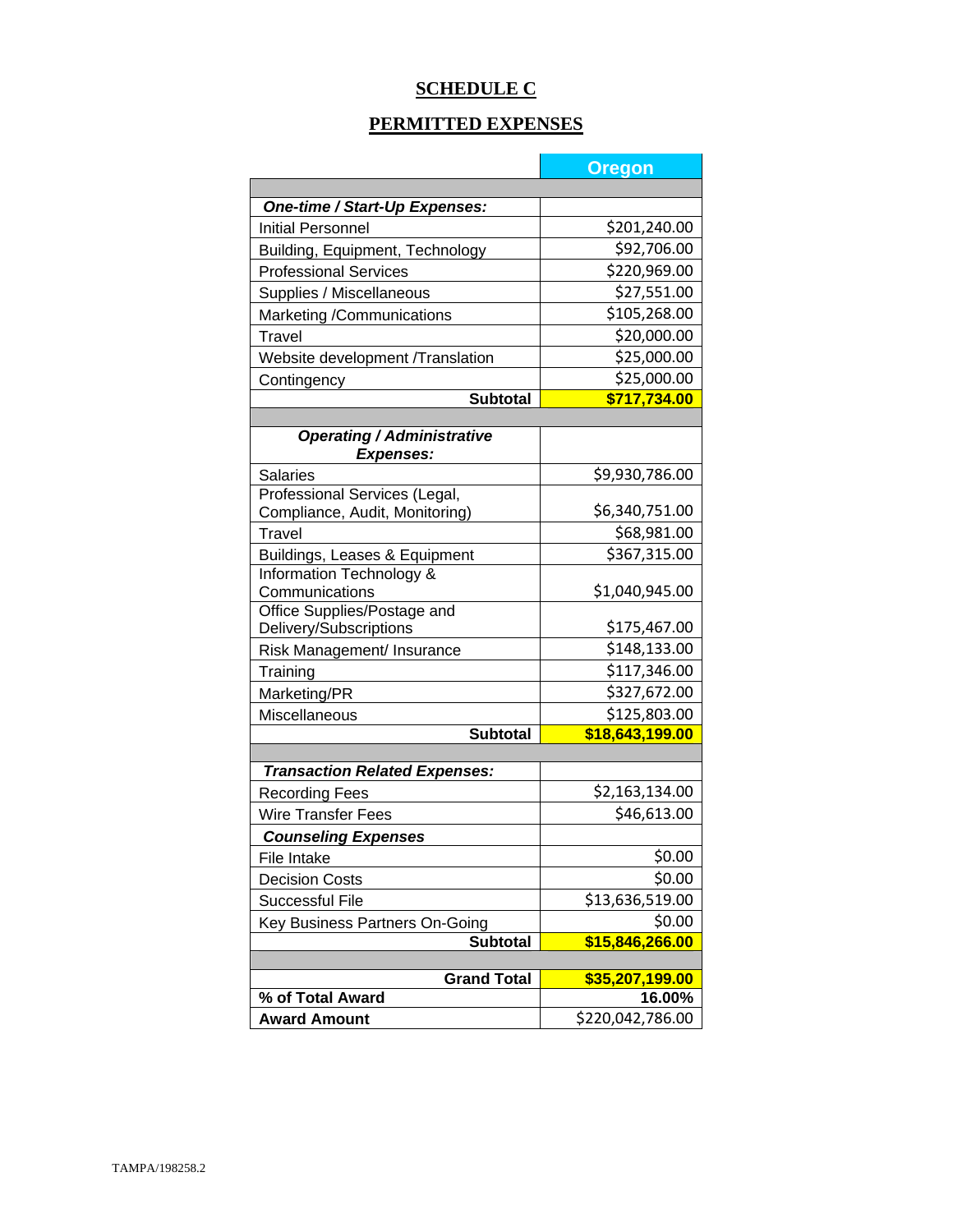# SCHEDULE C

## PERMITTED EXPENSES

| | Oregon |
|---|---|
| ***One-time / Start-Up Expenses:*** | |
| Initial Personnel | $201,240.00 |
| Building, Equipment, Technology | $92,706.00 |
| Professional Services | $220,969.00 |
| Supplies / Miscellaneous | $27,551.00 |
| Marketing /Communications | $105,268.00 |
| Travel | $20,000.00 |
| Website development /Translation | $25,000.00 |
| Contingency | $25,000.00 |
| **Subtotal** | **$717,734.00** |
| ***Operating / Administrative Expenses:*** | |
| Salaries | $9,930,786.00 |
| Professional Services (Legal, Compliance, Audit, Monitoring) | $6,340,751.00 |
| Travel | $68,981.00 |
| Buildings, Leases & Equipment | $367,315.00 |
| Information Technology & Communications | $1,040,945.00 |
| Office Supplies/Postage and Delivery/Subscriptions | $175,467.00 |
| Risk Management/ Insurance | $148,133.00 |
| Training | $117,346.00 |
| Marketing/PR | $327,672.00 |
| Miscellaneous | $125,803.00 |
| **Subtotal** | **$18,643,199.00** |
| ***Transaction Related Expenses:*** | |
| Recording Fees | $2,163,134.00 |
| Wire Transfer Fees | $46,613.00 |
| ***Counseling Expenses*** | |
| File Intake | $0.00 |
| Decision Costs | $0.00 |
| Successful File | $13,636,519.00 |
| Key Business Partners On-Going | $0.00 |
| **Subtotal** | **$15,846,266.00** |
| **Grand Total** | **$35,207,199.00** |
| **% of Total Award** | **16.00%** |
| **Award Amount** | $220,042,786.00 |

TAMPA/198258.2